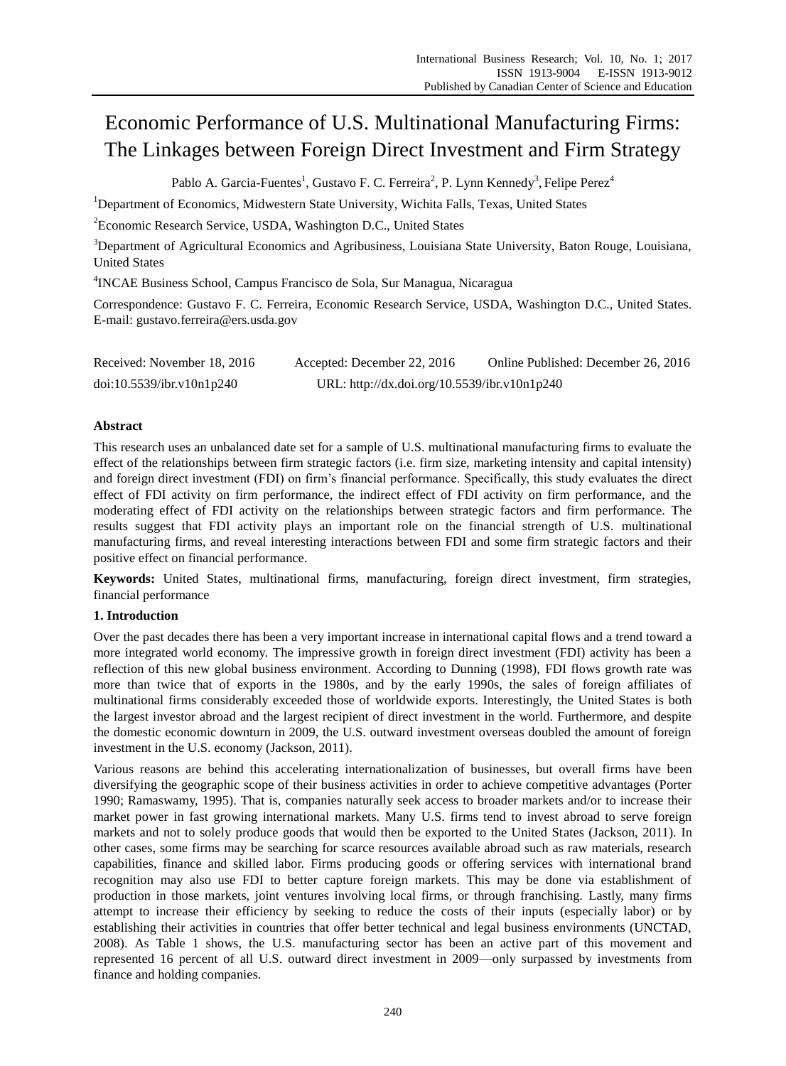# Economic Performance of U.S. Multinational Manufacturing Firms: The Linkages between Foreign Direct Investment and Firm Strategy

Pablo A. Garcia-Fuentes[1], Gustavo F. C. Ferreira[2], P. Lynn Kennedy[3], Felipe Perez[4]

[1]Department of Economics, Midwestern State University, Wichita Falls, Texas, United States

[2]Economic Research Service, USDA, Washington D.C., United States

[3]Department of Agricultural Economics and Agribusiness, Louisiana State University, Baton Rouge, Louisiana, United States

[4]INCAE Business School, Campus Francisco de Sola, Sur Managua, Nicaragua

Correspondence: Gustavo F. C. Ferreira, Economic Research Service, USDA, Washington D.C., United States. E-mail: gustavo.ferreira@ers.usda.gov

Received: November 18, 2016 Accepted: December 22, 2016 Online Published: December 26, 2016

doi:10.5539/ibr.v10n1p240 URL: http://dx.doi.org/10.5539/ibr.v10n1p240

**Abstract**

This research uses an unbalanced date set for a sample of U.S. multinational manufacturing firms to evaluate the effect of the relationships between firm strategic factors (i.e. firm size, marketing intensity and capital intensity) and foreign direct investment (FDI) on firm's financial performance. Specifically, this study evaluates the direct effect of FDI activity on firm performance, the indirect effect of FDI activity on firm performance, and the moderating effect of FDI activity on the relationships between strategic factors and firm performance. The results suggest that FDI activity plays an important role on the financial strength of U.S. multinational manufacturing firms, and reveal interesting interactions between FDI and some firm strategic factors and their positive effect on financial performance.

**Keywords:** United States, multinational firms, manufacturing, foreign direct investment, firm strategies, financial performance

## 1. Introduction

Over the past decades there has been a very important increase in international capital flows and a trend toward a more integrated world economy. The impressive growth in foreign direct investment (FDI) activity has been a reflection of this new global business environment. According to Dunning (1998), FDI flows growth rate was more than twice that of exports in the 1980s, and by the early 1990s, the sales of foreign affiliates of multinational firms considerably exceeded those of worldwide exports. Interestingly, the United States is both the largest investor abroad and the largest recipient of direct investment in the world. Furthermore, and despite the domestic economic downturn in 2009, the U.S. outward investment overseas doubled the amount of foreign investment in the U.S. economy (Jackson, 2011).

Various reasons are behind this accelerating internationalization of businesses, but overall firms have been diversifying the geographic scope of their business activities in order to achieve competitive advantages (Porter 1990; Ramaswamy, 1995). That is, companies naturally seek access to broader markets and/or to increase their market power in fast growing international markets. Many U.S. firms tend to invest abroad to serve foreign markets and not to solely produce goods that would then be exported to the United States (Jackson, 2011). In other cases, some firms may be searching for scarce resources available abroad such as raw materials, research capabilities, finance and skilled labor. Firms producing goods or offering services with international brand recognition may also use FDI to better capture foreign markets. This may be done via establishment of production in those markets, joint ventures involving local firms, or through franchising. Lastly, many firms attempt to increase their efficiency by seeking to reduce the costs of their inputs (especially labor) or by establishing their activities in countries that offer better technical and legal business environments (UNCTAD, 2008). As Table 1 shows, the U.S. manufacturing sector has been an active part of this movement and represented 16 percent of all U.S. outward direct investment in 2009—only surpassed by investments from finance and holding companies.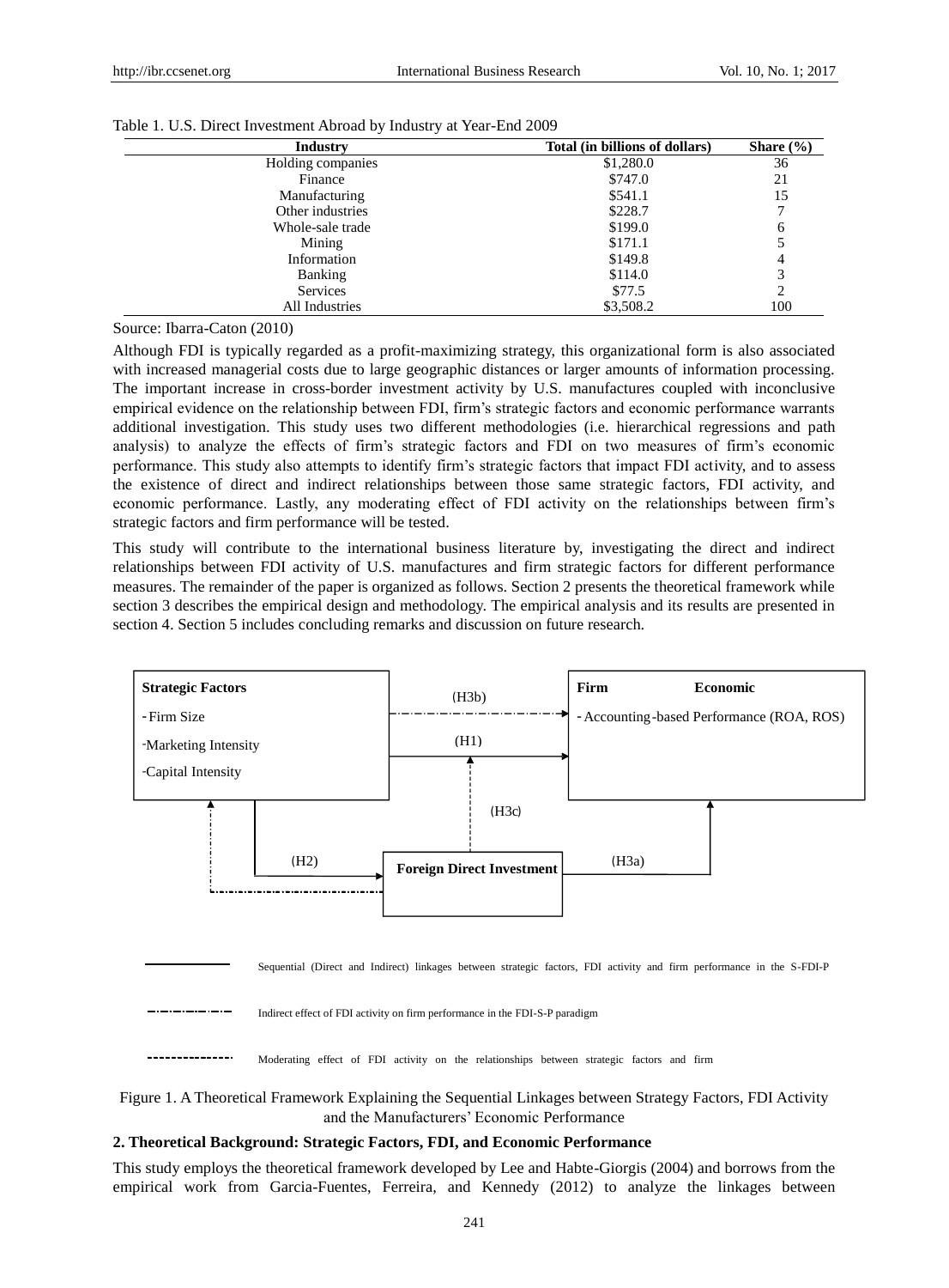Table 1. U.S. Direct Investment Abroad by Industry at Year-End 2009

| Industry | Total (in billions of dollars) | Share (%) |
|---|---|---|
| Holding companies | $1,280.0 | 36 |
| Finance | $747.0 | 21 |
| Manufacturing | $541.1 | 15 |
| Other industries | $228.7 | 7 |
| Whole-sale trade | $199.0 | 6 |
| Mining | $171.1 | 5 |
| Information | $149.8 | 4 |
| Banking | $114.0 | 3 |
| Services | $77.5 | 2 |
| All Industries | $3,508.2 | 100 |

Source: Ibarra-Caton (2010)

Although FDI is typically regarded as a profit-maximizing strategy, this organizational form is also associated with increased managerial costs due to large geographic distances or larger amounts of information processing. The important increase in cross-border investment activity by U.S. manufactures coupled with inconclusive empirical evidence on the relationship between FDI, firm's strategic factors and economic performance warrants additional investigation. This study uses two different methodologies (i.e. hierarchical regressions and path analysis) to analyze the effects of firm's strategic factors and FDI on two measures of firm's economic performance. This study also attempts to identify firm's strategic factors that impact FDI activity, and to assess the existence of direct and indirect relationships between those same strategic factors, FDI activity, and economic performance. Lastly, any moderating effect of FDI activity on the relationships between firm's strategic factors and firm performance will be tested.

This study will contribute to the international business literature by, investigating the direct and indirect relationships between FDI activity of U.S. manufactures and firm strategic factors for different performance measures. The remainder of the paper is organized as follows. Section 2 presents the theoretical framework while section 3 describes the empirical design and methodology. The empirical analysis and its results are presented in section 4. Section 5 includes concluding remarks and discussion on future research.

Strategic Factors
- Firm Size
- Marketing Intensity
- Capital Intensity

Firm Economic
- Accounting-based Performance (ROA, ROS)

Foreign Direct Investment

(H1) (H2) (H3a) (H3b) (H3c)

Sequential (Direct and Indirect) linkages between strategic factors, FDI activity and firm performance in the S-FDI-P

Indirect effect of FDI activity on firm performance in the FDI-S-P paradigm

Moderating effect of FDI activity on the relationships between strategic factors and firm

Figure 1. A Theoretical Framework Explaining the Sequential Linkages between Strategy Factors, FDI Activity and the Manufacturers' Economic Performance

## 2. Theoretical Background: Strategic Factors, FDI, and Economic Performance

This study employs the theoretical framework developed by Lee and Habte-Giorgis (2004) and borrows from the empirical work from Garcia-Fuentes, Ferreira, and Kennedy (2012) to analyze the linkages between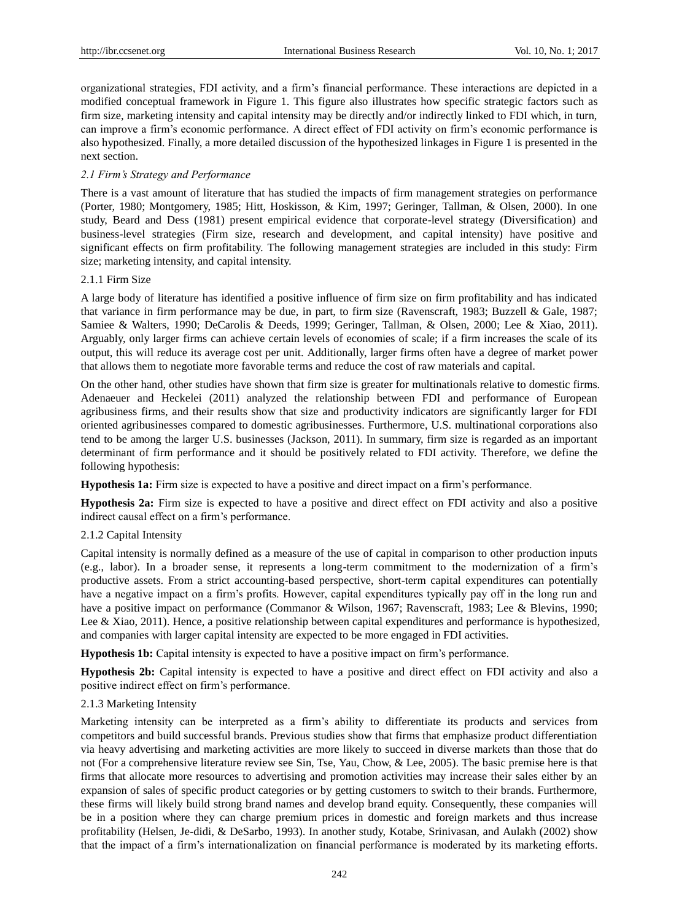organizational strategies, FDI activity, and a firm's financial performance. These interactions are depicted in a modified conceptual framework in Figure 1. This figure also illustrates how specific strategic factors such as firm size, marketing intensity and capital intensity may be directly and/or indirectly linked to FDI which, in turn, can improve a firm's economic performance. A direct effect of FDI activity on firm's economic performance is also hypothesized. Finally, a more detailed discussion of the hypothesized linkages in Figure 1 is presented in the next section.

### *2.1 Firm's Strategy and Performance*

There is a vast amount of literature that has studied the impacts of firm management strategies on performance (Porter, 1980; Montgomery, 1985; Hitt, Hoskisson, & Kim, 1997; Geringer, Tallman, & Olsen, 2000). In one study, Beard and Dess (1981) present empirical evidence that corporate-level strategy (Diversification) and business-level strategies (Firm size, research and development, and capital intensity) have positive and significant effects on firm profitability. The following management strategies are included in this study: Firm size; marketing intensity, and capital intensity.

#### 2.1.1 Firm Size

A large body of literature has identified a positive influence of firm size on firm profitability and has indicated that variance in firm performance may be due, in part, to firm size (Ravenscraft, 1983; Buzzell & Gale, 1987; Samiee & Walters, 1990; DeCarolis & Deeds, 1999; Geringer, Tallman, & Olsen, 2000; Lee & Xiao, 2011). Arguably, only larger firms can achieve certain levels of economies of scale; if a firm increases the scale of its output, this will reduce its average cost per unit. Additionally, larger firms often have a degree of market power that allows them to negotiate more favorable terms and reduce the cost of raw materials and capital.

On the other hand, other studies have shown that firm size is greater for multinationals relative to domestic firms. Adenaeuer and Heckelei (2011) analyzed the relationship between FDI and performance of European agribusiness firms, and their results show that size and productivity indicators are significantly larger for FDI oriented agribusinesses compared to domestic agribusinesses. Furthermore, U.S. multinational corporations also tend to be among the larger U.S. businesses (Jackson, 2011). In summary, firm size is regarded as an important determinant of firm performance and it should be positively related to FDI activity. Therefore, we define the following hypothesis:

**Hypothesis 1a:** Firm size is expected to have a positive and direct impact on a firm's performance.

**Hypothesis 2a:** Firm size is expected to have a positive and direct effect on FDI activity and also a positive indirect causal effect on a firm's performance.

#### 2.1.2 Capital Intensity

Capital intensity is normally defined as a measure of the use of capital in comparison to other production inputs (e.g., labor). In a broader sense, it represents a long-term commitment to the modernization of a firm's productive assets. From a strict accounting-based perspective, short-term capital expenditures can potentially have a negative impact on a firm's profits. However, capital expenditures typically pay off in the long run and have a positive impact on performance (Commanor & Wilson, 1967; Ravenscraft, 1983; Lee & Blevins, 1990; Lee & Xiao, 2011). Hence, a positive relationship between capital expenditures and performance is hypothesized, and companies with larger capital intensity are expected to be more engaged in FDI activities.

**Hypothesis 1b:** Capital intensity is expected to have a positive impact on firm's performance.

**Hypothesis 2b:** Capital intensity is expected to have a positive and direct effect on FDI activity and also a positive indirect effect on firm's performance.

#### 2.1.3 Marketing Intensity

Marketing intensity can be interpreted as a firm's ability to differentiate its products and services from competitors and build successful brands. Previous studies show that firms that emphasize product differentiation via heavy advertising and marketing activities are more likely to succeed in diverse markets than those that do not (For a comprehensive literature review see Sin, Tse, Yau, Chow, & Lee, 2005). The basic premise here is that firms that allocate more resources to advertising and promotion activities may increase their sales either by an expansion of sales of specific product categories or by getting customers to switch to their brands. Furthermore, these firms will likely build strong brand names and develop brand equity. Consequently, these companies will be in a position where they can charge premium prices in domestic and foreign markets and thus increase profitability (Helsen, Je-didi, & DeSarbo, 1993). In another study, Kotabe, Srinivasan, and Aulakh (2002) show that the impact of a firm's internationalization on financial performance is moderated by its marketing efforts.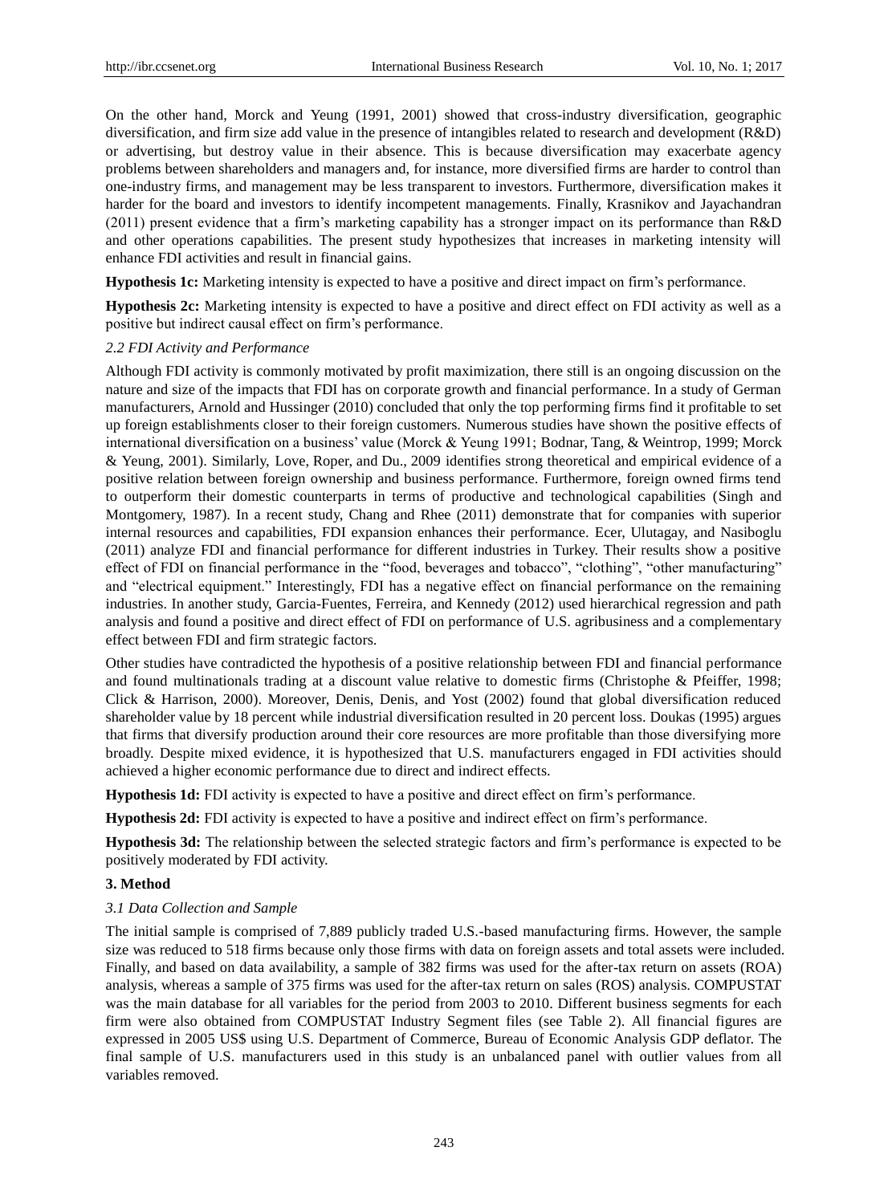On the other hand, Morck and Yeung (1991, 2001) showed that cross-industry diversification, geographic diversification, and firm size add value in the presence of intangibles related to research and development (R&D) or advertising, but destroy value in their absence. This is because diversification may exacerbate agency problems between shareholders and managers and, for instance, more diversified firms are harder to control than one-industry firms, and management may be less transparent to investors. Furthermore, diversification makes it harder for the board and investors to identify incompetent managements. Finally, Krasnikov and Jayachandran (2011) present evidence that a firm's marketing capability has a stronger impact on its performance than R&D and other operations capabilities. The present study hypothesizes that increases in marketing intensity will enhance FDI activities and result in financial gains.

**Hypothesis 1c:** Marketing intensity is expected to have a positive and direct impact on firm's performance.

**Hypothesis 2c:** Marketing intensity is expected to have a positive and direct effect on FDI activity as well as a positive but indirect causal effect on firm's performance.

### *2.2 FDI Activity and Performance*

Although FDI activity is commonly motivated by profit maximization, there still is an ongoing discussion on the nature and size of the impacts that FDI has on corporate growth and financial performance. In a study of German manufacturers, Arnold and Hussinger (2010) concluded that only the top performing firms find it profitable to set up foreign establishments closer to their foreign customers. Numerous studies have shown the positive effects of international diversification on a business' value (Morck & Yeung 1991; Bodnar, Tang, & Weintrop, 1999; Morck & Yeung, 2001). Similarly, Love, Roper, and Du., 2009 identifies strong theoretical and empirical evidence of a positive relation between foreign ownership and business performance. Furthermore, foreign owned firms tend to outperform their domestic counterparts in terms of productive and technological capabilities (Singh and Montgomery, 1987). In a recent study, Chang and Rhee (2011) demonstrate that for companies with superior internal resources and capabilities, FDI expansion enhances their performance. Ecer, Ulutagay, and Nasiboglu (2011) analyze FDI and financial performance for different industries in Turkey. Their results show a positive effect of FDI on financial performance in the "food, beverages and tobacco", "clothing", "other manufacturing" and "electrical equipment." Interestingly, FDI has a negative effect on financial performance on the remaining industries. In another study, Garcia-Fuentes, Ferreira, and Kennedy (2012) used hierarchical regression and path analysis and found a positive and direct effect of FDI on performance of U.S. agribusiness and a complementary effect between FDI and firm strategic factors.

Other studies have contradicted the hypothesis of a positive relationship between FDI and financial performance and found multinationals trading at a discount value relative to domestic firms (Christophe & Pfeiffer, 1998; Click & Harrison, 2000). Moreover, Denis, Denis, and Yost (2002) found that global diversification reduced shareholder value by 18 percent while industrial diversification resulted in 20 percent loss. Doukas (1995) argues that firms that diversify production around their core resources are more profitable than those diversifying more broadly. Despite mixed evidence, it is hypothesized that U.S. manufacturers engaged in FDI activities should achieved a higher economic performance due to direct and indirect effects.

**Hypothesis 1d:** FDI activity is expected to have a positive and direct effect on firm's performance.

**Hypothesis 2d:** FDI activity is expected to have a positive and indirect effect on firm's performance.

**Hypothesis 3d:** The relationship between the selected strategic factors and firm's performance is expected to be positively moderated by FDI activity.

## **3. Method**

### *3.1 Data Collection and Sample*

The initial sample is comprised of 7,889 publicly traded U.S.-based manufacturing firms. However, the sample size was reduced to 518 firms because only those firms with data on foreign assets and total assets were included. Finally, and based on data availability, a sample of 382 firms was used for the after-tax return on assets (ROA) analysis, whereas a sample of 375 firms was used for the after-tax return on sales (ROS) analysis. COMPUSTAT was the main database for all variables for the period from 2003 to 2010. Different business segments for each firm were also obtained from COMPUSTAT Industry Segment files (see Table 2). All financial figures are expressed in 2005 US$ using U.S. Department of Commerce, Bureau of Economic Analysis GDP deflator. The final sample of U.S. manufacturers used in this study is an unbalanced panel with outlier values from all variables removed.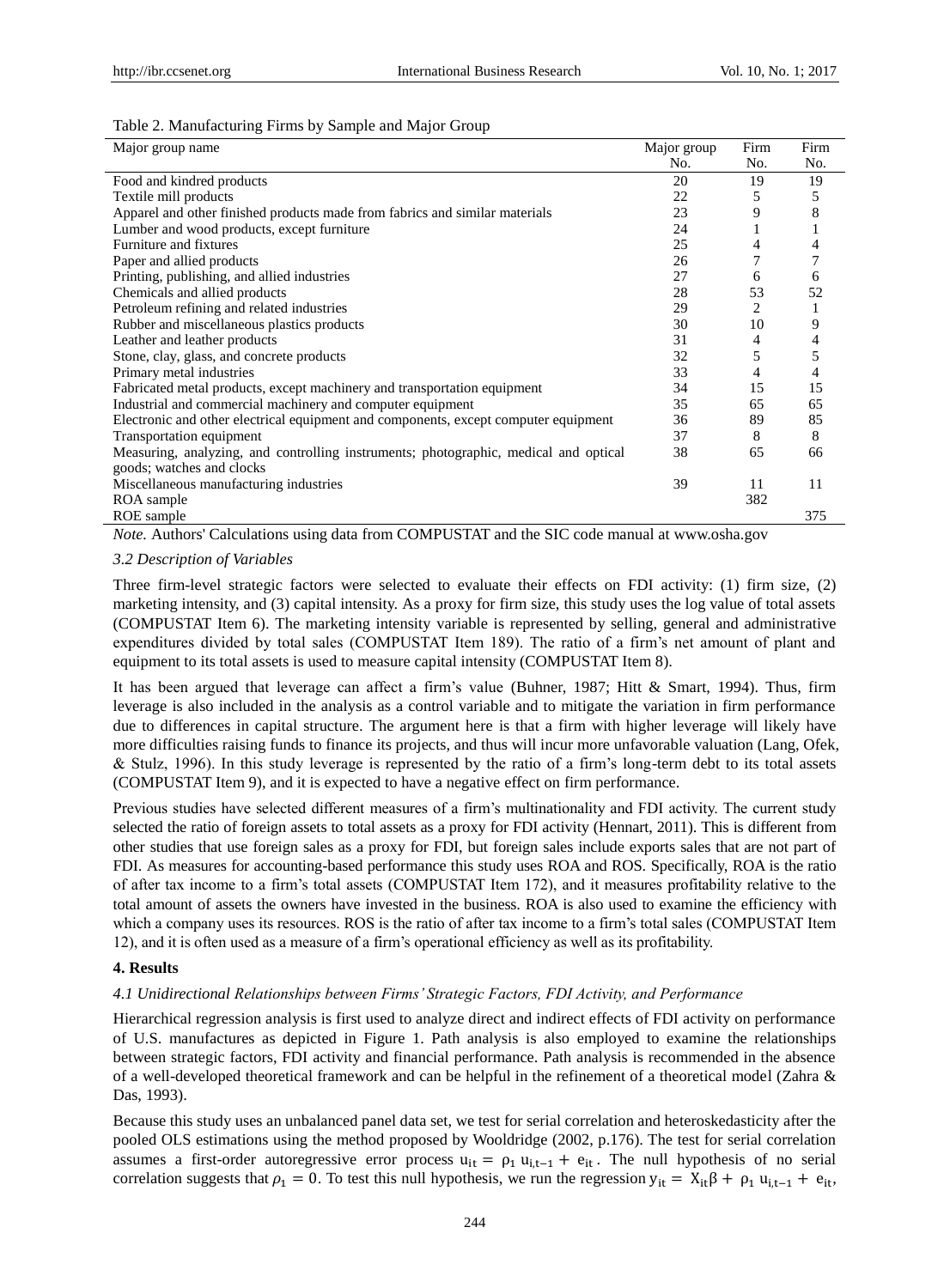Table 2. Manufacturing Firms by Sample and Major Group

| Major group name | Major group No. | Firm No. | Firm No. |
|---|---|---|---|
| Food and kindred products | 20 | 19 | 19 |
| Textile mill products | 22 | 5 | 5 |
| Apparel and other finished products made from fabrics and similar materials | 23 | 9 | 8 |
| Lumber and wood products, except furniture | 24 | 1 | 1 |
| Furniture and fixtures | 25 | 4 | 4 |
| Paper and allied products | 26 | 7 | 7 |
| Printing, publishing, and allied industries | 27 | 6 | 6 |
| Chemicals and allied products | 28 | 53 | 52 |
| Petroleum refining and related industries | 29 | 2 | 1 |
| Rubber and miscellaneous plastics products | 30 | 10 | 9 |
| Leather and leather products | 31 | 4 | 4 |
| Stone, clay, glass, and concrete products | 32 | 5 | 5 |
| Primary metal industries | 33 | 4 | 4 |
| Fabricated metal products, except machinery and transportation equipment | 34 | 15 | 15 |
| Industrial and commercial machinery and computer equipment | 35 | 65 | 65 |
| Electronic and other electrical equipment and components, except computer equipment | 36 | 89 | 85 |
| Transportation equipment | 37 | 8 | 8 |
| Measuring, analyzing, and controlling instruments; photographic, medical and optical goods; watches and clocks | 38 | 65 | 66 |
| Miscellaneous manufacturing industries | 39 | 11 | 11 |
| ROA sample | | 382 | |
| ROE sample | | | 375 |

*Note.* Authors' Calculations using data from COMPUSTAT and the SIC code manual at www.osha.gov

### *3.2 Description of Variables*

Three firm-level strategic factors were selected to evaluate their effects on FDI activity: (1) firm size, (2) marketing intensity, and (3) capital intensity. As a proxy for firm size, this study uses the log value of total assets (COMPUSTAT Item 6). The marketing intensity variable is represented by selling, general and administrative expenditures divided by total sales (COMPUSTAT Item 189). The ratio of a firm's net amount of plant and equipment to its total assets is used to measure capital intensity (COMPUSTAT Item 8).

It has been argued that leverage can affect a firm's value (Buhner, 1987; Hitt & Smart, 1994). Thus, firm leverage is also included in the analysis as a control variable and to mitigate the variation in firm performance due to differences in capital structure. The argument here is that a firm with higher leverage will likely have more difficulties raising funds to finance its projects, and thus will incur more unfavorable valuation (Lang, Ofek, & Stulz, 1996). In this study leverage is represented by the ratio of a firm's long-term debt to its total assets (COMPUSTAT Item 9), and it is expected to have a negative effect on firm performance.

Previous studies have selected different measures of a firm's multinationality and FDI activity. The current study selected the ratio of foreign assets to total assets as a proxy for FDI activity (Hennart, 2011). This is different from other studies that use foreign sales as a proxy for FDI, but foreign sales include exports sales that are not part of FDI. As measures for accounting-based performance this study uses ROA and ROS. Specifically, ROA is the ratio of after tax income to a firm's total assets (COMPUSTAT Item 172), and it measures profitability relative to the total amount of assets the owners have invested in the business. ROA is also used to examine the efficiency with which a company uses its resources. ROS is the ratio of after tax income to a firm's total sales (COMPUSTAT Item 12), and it is often used as a measure of a firm's operational efficiency as well as its profitability.

## 4. Results

### *4.1 Unidirectional Relationships between Firms' Strategic Factors, FDI Activity, and Performance*

Hierarchical regression analysis is first used to analyze direct and indirect effects of FDI activity on performance of U.S. manufactures as depicted in Figure 1. Path analysis is also employed to examine the relationships between strategic factors, FDI activity and financial performance. Path analysis is recommended in the absence of a well-developed theoretical framework and can be helpful in the refinement of a theoretical model (Zahra & Das, 1993).

Because this study uses an unbalanced panel data set, we test for serial correlation and heteroskedasticity after the pooled OLS estimations using the method proposed by Wooldridge (2002, p.176). The test for serial correlation assumes a first-order autoregressive error process $u_{it} = \rho_1 u_{i,t-1} + e_{it}$. The null hypothesis of no serial correlation suggests that $\rho_1 = 0$. To test this null hypothesis, we run the regression $y_{it} = X_{it}\beta + \rho_1 u_{i,t-1} + e_{it}$,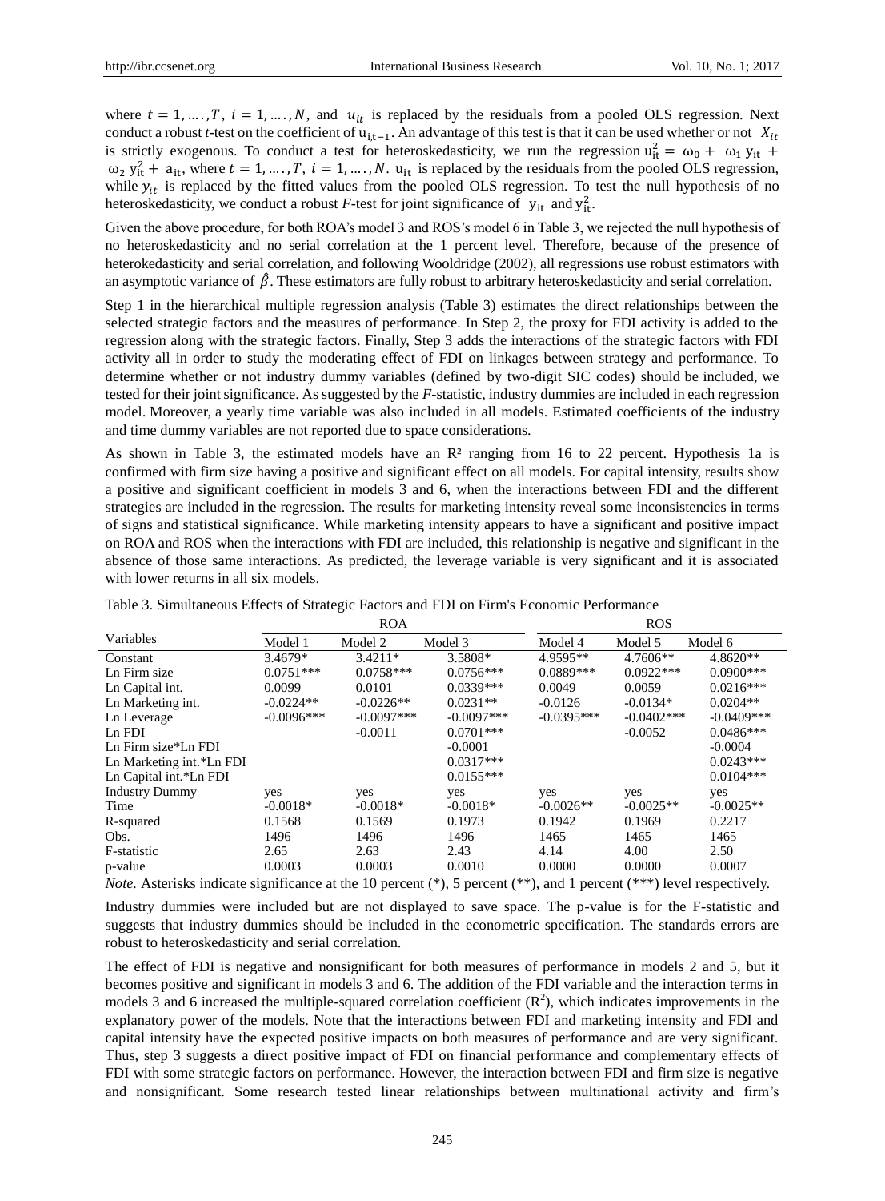where $t = 1, \ldots, T$, $i = 1, \ldots, N$, and $u_{it}$ is replaced by the residuals from a pooled OLS regression. Next conduct a robust *t*-test on the coefficient of $u_{i,t-1}$. An advantage of this test is that it can be used whether or not $X_{it}$ is strictly exogenous. To conduct a test for heteroskedasticity, we run the regression $u_{it}^2 = \omega_0 + \omega_1 y_{it} + \omega_2 y_{it}^2 + a_{it}$, where $t = 1, \ldots, T$, $i = 1, \ldots, N$. $u_{it}$ is replaced by the residuals from the pooled OLS regression, while $y_{it}$ is replaced by the fitted values from the pooled OLS regression. To test the null hypothesis of no heteroskedasticity, we conduct a robust *F*-test for joint significance of $y_{it}$ and $y_{it}^2$.

Given the above procedure, for both ROA's model 3 and ROS's model 6 in Table 3, we rejected the null hypothesis of no heteroskedasticity and no serial correlation at the 1 percent level. Therefore, because of the presence of heterokedasticity and serial correlation, and following Wooldridge (2002), all regressions use robust estimators with an asymptotic variance of $\hat{\beta}$. These estimators are fully robust to arbitrary heteroskedasticity and serial correlation.

Step 1 in the hierarchical multiple regression analysis (Table 3) estimates the direct relationships between the selected strategic factors and the measures of performance. In Step 2, the proxy for FDI activity is added to the regression along with the strategic factors. Finally, Step 3 adds the interactions of the strategic factors with FDI activity all in order to study the moderating effect of FDI on linkages between strategy and performance. To determine whether or not industry dummy variables (defined by two-digit SIC codes) should be included, we tested for their joint significance. As suggested by the *F*-statistic, industry dummies are included in each regression model. Moreover, a yearly time variable was also included in all models. Estimated coefficients of the industry and time dummy variables are not reported due to space considerations.

As shown in Table 3, the estimated models have an $R^2$ ranging from 16 to 22 percent. Hypothesis 1a is confirmed with firm size having a positive and significant effect on all models. For capital intensity, results show a positive and significant coefficient in models 3 and 6, when the interactions between FDI and the different strategies are included in the regression. The results for marketing intensity reveal some inconsistencies in terms of signs and statistical significance. While marketing intensity appears to have a significant and positive impact on ROA and ROS when the interactions with FDI are included, this relationship is negative and significant in the absence of those same interactions. As predicted, the leverage variable is very significant and it is associated with lower returns in all six models.

Table 3. Simultaneous Effects of Strategic Factors and FDI on Firm's Economic Performance

| Variables | ROA | | | ROS | | |
|---|---|---|---|---|---|---|
| | Model 1 | Model 2 | Model 3 | Model 4 | Model 5 | Model 6 |
| Constant | 3.4679* | 3.4211* | 3.5808* | 4.9595** | 4.7606** | 4.8620** |
| Ln Firm size | 0.0751*** | 0.0758*** | 0.0756*** | 0.0889*** | 0.0922*** | 0.0900*** |
| Ln Capital int. | 0.0099 | 0.0101 | 0.0339*** | 0.0049 | 0.0059 | 0.0216*** |
| Ln Marketing int. | -0.0224** | -0.0226** | 0.0231** | -0.0126 | -0.0134* | 0.0204** |
| Ln Leverage | -0.0096*** | -0.0097*** | -0.0097*** | -0.0395*** | -0.0402*** | -0.0409*** |
| Ln FDI | | -0.0011 | 0.0701*** | | -0.0052 | 0.0486*** |
| Ln Firm size*Ln FDI | | | -0.0001 | | | -0.0004 |
| Ln Marketing int.*Ln FDI | | | 0.0317*** | | | 0.0243*** |
| Ln Capital int.*Ln FDI | | | 0.0155*** | | | 0.0104*** |
| Industry Dummy | yes | yes | yes | yes | yes | yes |
| Time | -0.0018* | -0.0018* | -0.0018* | -0.0026** | -0.0025** | -0.0025** |
| R-squared | 0.1568 | 0.1569 | 0.1973 | 0.1942 | 0.1969 | 0.2217 |
| Obs. | 1496 | 1496 | 1496 | 1465 | 1465 | 1465 |
| F-statistic | 2.65 | 2.63 | 2.43 | 4.14 | 4.00 | 2.50 |
| p-value | 0.0003 | 0.0003 | 0.0010 | 0.0000 | 0.0000 | 0.0007 |

*Note.* Asterisks indicate significance at the 10 percent (*), 5 percent (**), and 1 percent (***) level respectively.

Industry dummies were included but are not displayed to save space. The p-value is for the F-statistic and suggests that industry dummies should be included in the econometric specification. The standards errors are robust to heteroskedasticity and serial correlation.

The effect of FDI is negative and nonsignificant for both measures of performance in models 2 and 5, but it becomes positive and significant in models 3 and 6. The addition of the FDI variable and the interaction terms in models 3 and 6 increased the multiple-squared correlation coefficient ($R^2$), which indicates improvements in the explanatory power of the models. Note that the interactions between FDI and marketing intensity and FDI and capital intensity have the expected positive impacts on both measures of performance and are very significant. Thus, step 3 suggests a direct positive impact of FDI on financial performance and complementary effects of FDI with some strategic factors on performance. However, the interaction between FDI and firm size is negative and nonsignificant. Some research tested linear relationships between multinational activity and firm's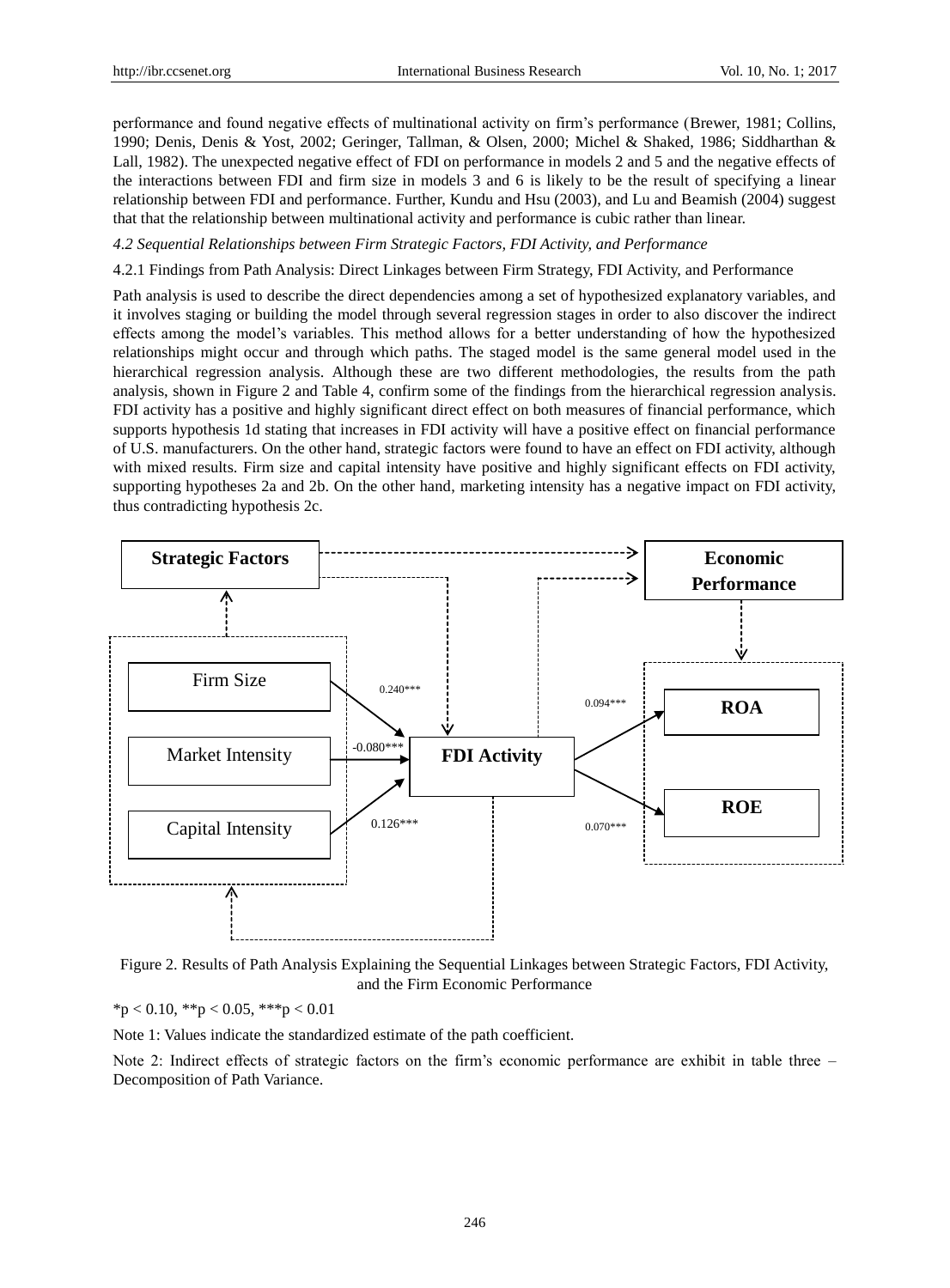performance and found negative effects of multinational activity on firm's performance (Brewer, 1981; Collins, 1990; Denis, Denis & Yost, 2002; Geringer, Tallman, & Olsen, 2000; Michel & Shaked, 1986; Siddharthan & Lall, 1982). The unexpected negative effect of FDI on performance in models 2 and 5 and the negative effects of the interactions between FDI and firm size in models 3 and 6 is likely to be the result of specifying a linear relationship between FDI and performance. Further, Kundu and Hsu (2003), and Lu and Beamish (2004) suggest that that the relationship between multinational activity and performance is cubic rather than linear.

### *4.2 Sequential Relationships between Firm Strategic Factors, FDI Activity, and Performance*

#### 4.2.1 Findings from Path Analysis: Direct Linkages between Firm Strategy, FDI Activity, and Performance

Path analysis is used to describe the direct dependencies among a set of hypothesized explanatory variables, and it involves staging or building the model through several regression stages in order to also discover the indirect effects among the model's variables. This method allows for a better understanding of how the hypothesized relationships might occur and through which paths. The staged model is the same general model used in the hierarchical regression analysis. Although these are two different methodologies, the results from the path analysis, shown in Figure 2 and Table 4, confirm some of the findings from the hierarchical regression analysis. FDI activity has a positive and highly significant direct effect on both measures of financial performance, which supports hypothesis 1d stating that increases in FDI activity will have a positive effect on financial performance of U.S. manufacturers. On the other hand, strategic factors were found to have an effect on FDI activity, although with mixed results. Firm size and capital intensity have positive and highly significant effects on FDI activity, supporting hypotheses 2a and 2b. On the other hand, marketing intensity has a negative impact on FDI activity, thus contradicting hypothesis 2c.

Strategic Factors | Economic Performance

Firm Size → FDI Activity: 0.240***
Market Intensity → FDI Activity: -0.080***
Capital Intensity → FDI Activity: 0.126***
FDI Activity → ROA: 0.094***
FDI Activity → ROE: 0.070***

Figure 2. Results of Path Analysis Explaining the Sequential Linkages between Strategic Factors, FDI Activity, and the Firm Economic Performance

*p < 0.10, **p < 0.05, ***p < 0.01

Note 1: Values indicate the standardized estimate of the path coefficient.

Note 2: Indirect effects of strategic factors on the firm's economic performance are exhibit in table three – Decomposition of Path Variance.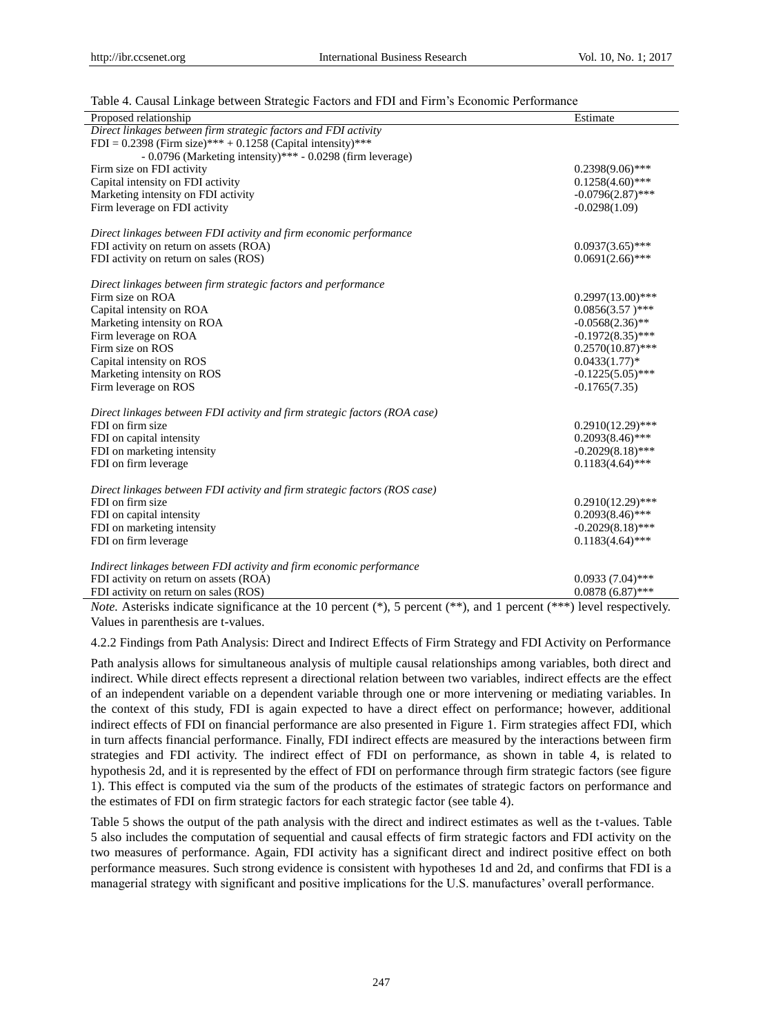Table 4. Causal Linkage between Strategic Factors and FDI and Firm's Economic Performance

| Proposed relationship | Estimate |
|---|---|
| *Direct linkages between firm strategic factors and FDI activity* | |
| FDI = 0.2398 (Firm size)*** + 0.1258 (Capital intensity)*** - 0.0796 (Marketing intensity)*** - 0.0298 (firm leverage) | |
| Firm size on FDI activity | 0.2398(9.06)*** |
| Capital intensity on FDI activity | 0.1258(4.60)*** |
| Marketing intensity on FDI activity | -0.0796(2.87)*** |
| Firm leverage on FDI activity | -0.0298(1.09) |
| *Direct linkages between FDI activity and firm economic performance* | |
| FDI activity on return on assets (ROA) | 0.0937(3.65)*** |
| FDI activity on return on sales (ROS) | 0.0691(2.66)*** |
| *Direct linkages between firm strategic factors and performance* | |
| Firm size on ROA | 0.2997(13.00)*** |
| Capital intensity on ROA | 0.0856(3.57 )*** |
| Marketing intensity on ROA | -0.0568(2.36)** |
| Firm leverage on ROA | -0.1972(8.35)*** |
| Firm size on ROS | 0.2570(10.87)*** |
| Capital intensity on ROS | 0.0433(1.77)* |
| Marketing intensity on ROS | -0.1225(5.05)*** |
| Firm leverage on ROS | -0.1765(7.35) |
| *Direct linkages between FDI activity and firm strategic factors (ROA case)* | |
| FDI on firm size | 0.2910(12.29)*** |
| FDI on capital intensity | 0.2093(8.46)*** |
| FDI on marketing intensity | -0.2029(8.18)*** |
| FDI on firm leverage | 0.1183(4.64)*** |
| *Direct linkages between FDI activity and firm strategic factors (ROS case)* | |
| FDI on firm size | 0.2910(12.29)*** |
| FDI on capital intensity | 0.2093(8.46)*** |
| FDI on marketing intensity | -0.2029(8.18)*** |
| FDI on firm leverage | 0.1183(4.64)*** |
| *Indirect linkages between FDI activity and firm economic performance* | |
| FDI activity on return on assets (ROA) | 0.0933 (7.04)*** |
| FDI activity on return on sales (ROS) | 0.0878 (6.87)*** |

*Note.* Asterisks indicate significance at the 10 percent (*), 5 percent (**), and 1 percent (***) level respectively. Values in parenthesis are t-values.

#### 4.2.2 Findings from Path Analysis: Direct and Indirect Effects of Firm Strategy and FDI Activity on Performance

Path analysis allows for simultaneous analysis of multiple causal relationships among variables, both direct and indirect. While direct effects represent a directional relation between two variables, indirect effects are the effect of an independent variable on a dependent variable through one or more intervening or mediating variables. In the context of this study, FDI is again expected to have a direct effect on performance; however, additional indirect effects of FDI on financial performance are also presented in Figure 1. Firm strategies affect FDI, which in turn affects financial performance. Finally, FDI indirect effects are measured by the interactions between firm strategies and FDI activity. The indirect effect of FDI on performance, as shown in table 4, is related to hypothesis 2d, and it is represented by the effect of FDI on performance through firm strategic factors (see figure 1). This effect is computed via the sum of the products of the estimates of strategic factors on performance and the estimates of FDI on firm strategic factors for each strategic factor (see table 4).

Table 5 shows the output of the path analysis with the direct and indirect estimates as well as the t-values. Table 5 also includes the computation of sequential and causal effects of firm strategic factors and FDI activity on the two measures of performance. Again, FDI activity has a significant direct and indirect positive effect on both performance measures. Such strong evidence is consistent with hypotheses 1d and 2d, and confirms that FDI is a managerial strategy with significant and positive implications for the U.S. manufactures' overall performance.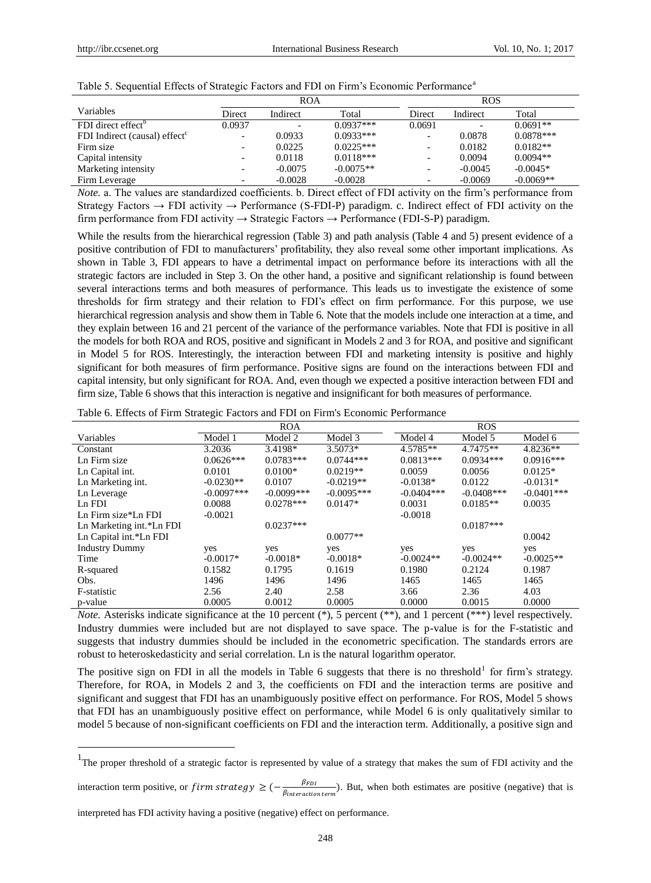Table 5. Sequential Effects of Strategic Factors and FDI on Firm's Economic Performance[a]

| Variables | ROA | | | ROS | | |
|---|---|---|---|---|---|---|
| | Direct | Indirect | Total | Direct | Indirect | Total |
| FDI direct effect[b] | 0.0937 | - | 0.0937*** | 0.0691 | - | 0.0691** |
| FDI Indirect (causal) effect[c] | - | 0.0933 | 0.0933*** | - | 0.0878 | 0.0878*** |
| Firm size | - | 0.0225 | 0.0225*** | - | 0.0182 | 0.0182** |
| Capital intensity | - | 0.0118 | 0.0118*** | - | 0.0094 | 0.0094** |
| Marketing intensity | - | -0.0075 | -0.0075** | - | -0.0045 | -0.0045* |
| Firm Leverage | - | -0.0028 | -0.0028 | - | -0.0069 | -0.0069** |

*Note.* a. The values are standardized coefficients. b. Direct effect of FDI activity on the firm's performance from Strategy Factors → FDI activity → Performance (S-FDI-P) paradigm. c. Indirect effect of FDI activity on the firm performance from FDI activity → Strategic Factors → Performance (FDI-S-P) paradigm.

While the results from the hierarchical regression (Table 3) and path analysis (Table 4 and 5) present evidence of a positive contribution of FDI to manufacturers' profitability, they also reveal some other important implications. As shown in Table 3, FDI appears to have a detrimental impact on performance before its interactions with all the strategic factors are included in Step 3. On the other hand, a positive and significant relationship is found between several interactions terms and both measures of performance. This leads us to investigate the existence of some thresholds for firm strategy and their relation to FDI's effect on firm performance. For this purpose, we use hierarchical regression analysis and show them in Table 6. Note that the models include one interaction at a time, and they explain between 16 and 21 percent of the variance of the performance variables. Note that FDI is positive in all the models for both ROA and ROS, positive and significant in Models 2 and 3 for ROA, and positive and significant in Model 5 for ROS. Interestingly, the interaction between FDI and marketing intensity is positive and highly significant for both measures of firm performance. Positive signs are found on the interactions between FDI and capital intensity, but only significant for ROA. And, even though we expected a positive interaction between FDI and firm size, Table 6 shows that this interaction is negative and insignificant for both measures of performance.

Table 6. Effects of Firm Strategic Factors and FDI on Firm's Economic Performance

| Variables | ROA | | | ROS | | |
|---|---|---|---|---|---|---|
| | Model 1 | Model 2 | Model 3 | Model 4 | Model 5 | Model 6 |
| Constant | 3.2036 | 3.4198* | 3.5073* | 4.5785** | 4.7475** | 4.8236** |
| Ln Firm size | 0.0626*** | 0.0783*** | 0.0744*** | 0.0813*** | 0.0934*** | 0.0916*** |
| Ln Capital int. | 0.0101 | 0.0100* | 0.0219** | 0.0059 | 0.0056 | 0.0125* |
| Ln Marketing int. | -0.0230** | 0.0107 | -0.0219** | -0.0138* | 0.0122 | -0.0131* |
| Ln Leverage | -0.0097*** | -0.0099*** | -0.0095*** | -0.0404*** | -0.0408*** | -0.0401*** |
| Ln FDI | 0.0088 | 0.0278*** | 0.0147* | 0.0031 | 0.0185** | 0.0035 |
| Ln Firm size*Ln FDI | -0.0021 | | | -0.0018 | | |
| Ln Marketing int.*Ln FDI | | 0.0237*** | | | 0.0187*** | |
| Ln Capital int.*Ln FDI | | | 0.0077** | | | 0.0042 |
| Industry Dummy | yes | yes | yes | yes | yes | yes |
| Time | -0.0017* | -0.0018* | -0.0018* | -0.0024** | -0.0024** | -0.0025** |
| R-squared | 0.1582 | 0.1795 | 0.1619 | 0.1980 | 0.2124 | 0.1987 |
| Obs. | 1496 | 1496 | 1496 | 1465 | 1465 | 1465 |
| F-statistic | 2.56 | 2.40 | 2.58 | 3.66 | 2.36 | 4.03 |
| p-value | 0.0005 | 0.0012 | 0.0005 | 0.0000 | 0.0015 | 0.0000 |

*Note.* Asterisks indicate significance at the 10 percent (*), 5 percent (**), and 1 percent (***) level respectively. Industry dummies were included but are not displayed to save space. The p-value is for the F-statistic and suggests that industry dummies should be included in the econometric specification. The standards errors are robust to heteroskedasticity and serial correlation. Ln is the natural logarithm operator.

The positive sign on FDI in all the models in Table 6 suggests that there is no threshold[1] for firm's strategy. Therefore, for ROA, in Models 2 and 3, the coefficients on FDI and the interaction terms are positive and significant and suggest that FDI has an unambiguously positive effect on performance. For ROS, Model 5 shows that FDI has an unambiguously positive effect on performance, while Model 6 is only qualitatively similar to model 5 because of non-significant coefficients on FDI and the interaction term. Additionally, a positive sign and

[1] The proper threshold of a strategic factor is represented by value of a strategy that makes the sum of FDI activity and the interaction term positive, or $firm\ strategy \geq (-\frac{\beta_{FDI}}{\beta_{interaction\ term}})$. But, when both estimates are positive (negative) that is interpreted has FDI activity having a positive (negative) effect on performance.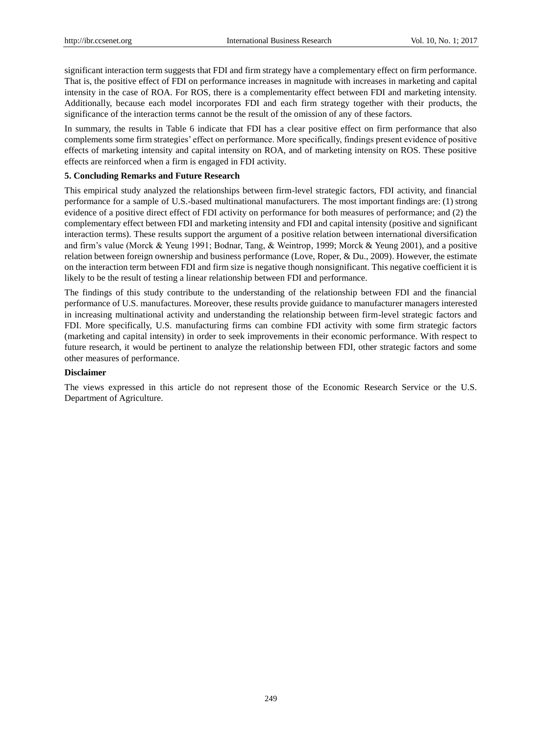significant interaction term suggests that FDI and firm strategy have a complementary effect on firm performance. That is, the positive effect of FDI on performance increases in magnitude with increases in marketing and capital intensity in the case of ROA. For ROS, there is a complementarity effect between FDI and marketing intensity. Additionally, because each model incorporates FDI and each firm strategy together with their products, the significance of the interaction terms cannot be the result of the omission of any of these factors.

In summary, the results in Table 6 indicate that FDI has a clear positive effect on firm performance that also complements some firm strategies' effect on performance. More specifically, findings present evidence of positive effects of marketing intensity and capital intensity on ROA, and of marketing intensity on ROS. These positive effects are reinforced when a firm is engaged in FDI activity.

## 5. Concluding Remarks and Future Research

This empirical study analyzed the relationships between firm-level strategic factors, FDI activity, and financial performance for a sample of U.S.-based multinational manufacturers. The most important findings are: (1) strong evidence of a positive direct effect of FDI activity on performance for both measures of performance; and (2) the complementary effect between FDI and marketing intensity and FDI and capital intensity (positive and significant interaction terms). These results support the argument of a positive relation between international diversification and firm's value (Morck & Yeung 1991; Bodnar, Tang, & Weintrop, 1999; Morck & Yeung 2001), and a positive relation between foreign ownership and business performance (Love, Roper, & Du., 2009). However, the estimate on the interaction term between FDI and firm size is negative though nonsignificant. This negative coefficient it is likely to be the result of testing a linear relationship between FDI and performance.

The findings of this study contribute to the understanding of the relationship between FDI and the financial performance of U.S. manufactures. Moreover, these results provide guidance to manufacturer managers interested in increasing multinational activity and understanding the relationship between firm-level strategic factors and FDI. More specifically, U.S. manufacturing firms can combine FDI activity with some firm strategic factors (marketing and capital intensity) in order to seek improvements in their economic performance. With respect to future research, it would be pertinent to analyze the relationship between FDI, other strategic factors and some other measures of performance.

## Disclaimer

The views expressed in this article do not represent those of the Economic Research Service or the U.S. Department of Agriculture.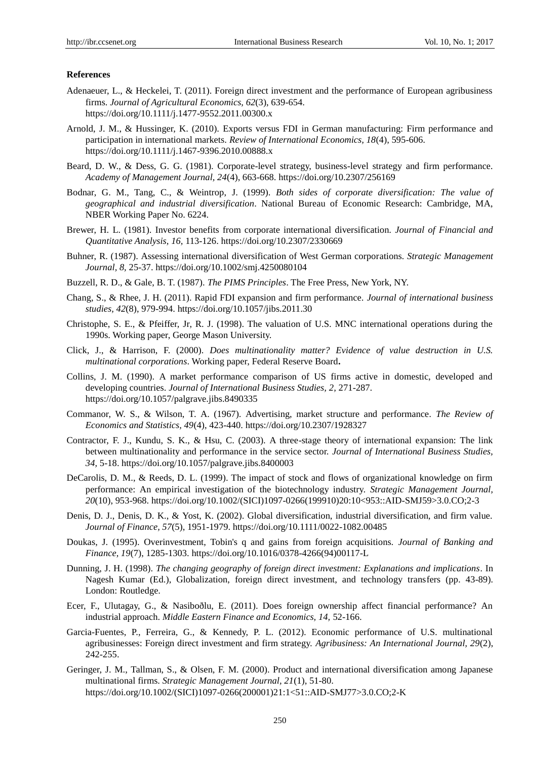**References**

Adenaeuer, L., & Heckelei, T. (2011). Foreign direct investment and the performance of European agribusiness firms. *Journal of Agricultural Economics, 62*(3), 639-654. https://doi.org/10.1111/j.1477-9552.2011.00300.x

Arnold, J. M., & Hussinger, K. (2010). Exports versus FDI in German manufacturing: Firm performance and participation in international markets. *Review of International Economics, 18*(4), 595-606. https://doi.org/10.1111/j.1467-9396.2010.00888.x

Beard, D. W., & Dess, G. G. (1981). Corporate-level strategy, business-level strategy and firm performance. *Academy of Management Journal, 24*(4), 663-668. https://doi.org/10.2307/256169

Bodnar, G. M., Tang, C., & Weintrop, J. (1999). *Both sides of corporate diversification: The value of geographical and industrial diversification*. National Bureau of Economic Research: Cambridge, MA, NBER Working Paper No. 6224.

Brewer, H. L. (1981). Investor benefits from corporate international diversification. *Journal of Financial and Quantitative Analysis, 16,* 113-126. https://doi.org/10.2307/2330669

Buhner, R. (1987). Assessing international diversification of West German corporations. *Strategic Management Journal, 8,* 25-37. https://doi.org/10.1002/smj.4250080104

Buzzell, R. D., & Gale, B. T. (1987). *The PIMS Principles*. The Free Press, New York, NY.

Chang, S., & Rhee, J. H. (2011). Rapid FDI expansion and firm performance. *Journal of international business studies, 42*(8), 979-994. https://doi.org/10.1057/jibs.2011.30

Christophe, S. E., & Pfeiffer, Jr, R. J. (1998). The valuation of U.S. MNC international operations during the 1990s. Working paper, George Mason University.

Click, J., & Harrison, F. (2000). *Does multinationality matter? Evidence of value destruction in U.S. multinational corporations*. Working paper, Federal Reserve Board**.**

Collins, J. M. (1990). A market performance comparison of US firms active in domestic, developed and developing countries. *Journal of International Business Studies, 2,* 271-287. https://doi.org/10.1057/palgrave.jibs.8490335

Commanor, W. S., & Wilson, T. A. (1967). Advertising, market structure and performance. *The Review of Economics and Statistics, 49*(4), 423-440. https://doi.org/10.2307/1928327

Contractor, F. J., Kundu, S. K., & Hsu, C. (2003). A three-stage theory of international expansion: The link between multinationality and performance in the service sector. *Journal of International Business Studies, 34,* 5-18. https://doi.org/10.1057/palgrave.jibs.8400003

DeCarolis, D. M., & Reeds, D. L. (1999). The impact of stock and flows of organizational knowledge on firm performance: An empirical investigation of the biotechnology industry. *Strategic Management Journal, 20*(10), 953-968. https://doi.org/10.1002/(SICI)1097-0266(199910)20:10<953::AID-SMJ59>3.0.CO;2-3

Denis, D. J., Denis, D. K., & Yost, K. (2002). Global diversification, industrial diversification, and firm value. *Journal of Finance, 57*(5), 1951-1979. https://doi.org/10.1111/0022-1082.00485

Doukas, J. (1995). Overinvestment, Tobin's q and gains from foreign acquisitions. *Journal of Banking and Finance, 19*(7), 1285-1303. https://doi.org/10.1016/0378-4266(94)00117-L

Dunning, J. H. (1998). *The changing geography of foreign direct investment: Explanations and implications*. In Nagesh Kumar (Ed.), Globalization, foreign direct investment, and technology transfers (pp. 43-89). London: Routledge.

Ecer, F., Ulutagay, G., & Nasiboðlu, E. (2011). Does foreign ownership affect financial performance? An industrial approach. *Middle Eastern Finance and Economics, 14,* 52-166.

Garcia-Fuentes, P., Ferreira, G., & Kennedy, P. L. (2012). Economic performance of U.S. multinational agribusinesses: Foreign direct investment and firm strategy. *Agribusiness: An International Journal, 29*(2), 242-255.

Geringer, J. M., Tallman, S., & Olsen, F. M. (2000). Product and international diversification among Japanese multinational firms. *Strategic Management Journal, 21*(1), 51-80. https://doi.org/10.1002/(SICI)1097-0266(200001)21:1<51::AID-SMJ77>3.0.CO;2-K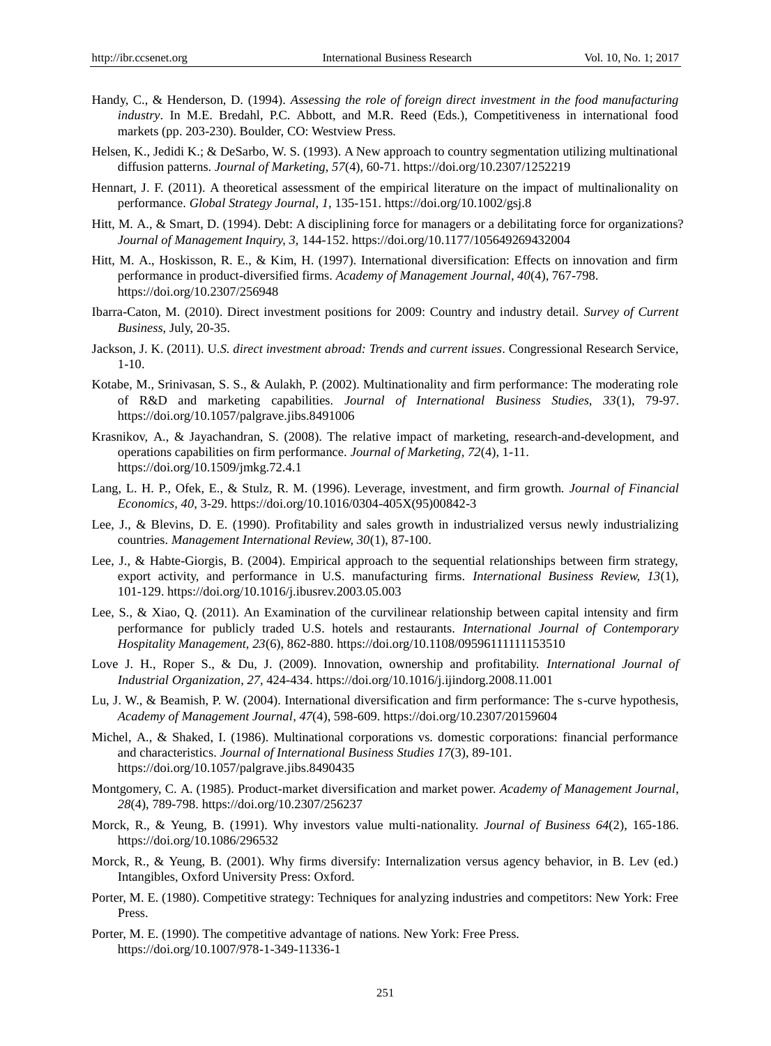Handy, C., & Henderson, D. (1994). *Assessing the role of foreign direct investment in the food manufacturing industry*. In M.E. Bredahl, P.C. Abbott, and M.R. Reed (Eds.), Competitiveness in international food markets (pp. 203-230). Boulder, CO: Westview Press.

Helsen, K., Jedidi K.; & DeSarbo, W. S. (1993). A New approach to country segmentation utilizing multinational diffusion patterns. *Journal of Marketing, 57*(4), 60-71. https://doi.org/10.2307/1252219

Hennart, J. F. (2011). A theoretical assessment of the empirical literature on the impact of multinalionality on performance. *Global Strategy Journal, 1*, 135-151. https://doi.org/10.1002/gsj.8

Hitt, M. A., & Smart, D. (1994). Debt: A disciplining force for managers or a debilitating force for organizations? *Journal of Management Inquiry, 3*, 144-152. https://doi.org/10.1177/105649269432004

Hitt, M. A., Hoskisson, R. E., & Kim, H. (1997). International diversification: Effects on innovation and firm performance in product-diversified firms. *Academy of Management Journal, 40*(4), 767-798. https://doi.org/10.2307/256948

Ibarra-Caton, M. (2010). Direct investment positions for 2009: Country and industry detail. *Survey of Current Business*, July, 20-35.

Jackson, J. K. (2011). U.*S. direct investment abroad: Trends and current issues*. Congressional Research Service, 1-10.

Kotabe, M., Srinivasan, S. S., & Aulakh, P. (2002). Multinationality and firm performance: The moderating role of R&D and marketing capabilities. *Journal of International Business Studies, 33*(1), 79-97. https://doi.org/10.1057/palgrave.jibs.8491006

Krasnikov, A., & Jayachandran, S. (2008). The relative impact of marketing, research-and-development, and operations capabilities on firm performance. *Journal of Marketing, 72*(4), 1-11. https://doi.org/10.1509/jmkg.72.4.1

Lang, L. H. P., Ofek, E., & Stulz, R. M. (1996). Leverage, investment, and firm growth. *Journal of Financial Economics, 40*, 3-29. https://doi.org/10.1016/0304-405X(95)00842-3

Lee, J., & Blevins, D. E. (1990). Profitability and sales growth in industrialized versus newly industrializing countries. *Management International Review, 30*(1), 87-100.

Lee, J., & Habte-Giorgis, B. (2004). Empirical approach to the sequential relationships between firm strategy, export activity, and performance in U.S. manufacturing firms. *International Business Review, 13*(1), 101-129. https://doi.org/10.1016/j.ibusrev.2003.05.003

Lee, S., & Xiao, Q. (2011). An Examination of the curvilinear relationship between capital intensity and firm performance for publicly traded U.S. hotels and restaurants. *International Journal of Contemporary Hospitality Management, 23*(6), 862-880. https://doi.org/10.1108/09596111111153510

Love J. H., Roper S., & Du, J. (2009). Innovation, ownership and profitability. *International Journal of Industrial Organization, 27*, 424-434. https://doi.org/10.1016/j.ijindorg.2008.11.001

Lu, J. W., & Beamish, P. W. (2004). International diversification and firm performance: The s-curve hypothesis, *Academy of Management Journal, 47*(4), 598-609. https://doi.org/10.2307/20159604

Michel, A., & Shaked, I. (1986). Multinational corporations vs. domestic corporations: financial performance and characteristics. *Journal of International Business Studies 17*(3), 89-101. https://doi.org/10.1057/palgrave.jibs.8490435

Montgomery, C. A. (1985). Product-market diversification and market power. *Academy of Management Journal, 28*(4), 789-798. https://doi.org/10.2307/256237

Morck, R., & Yeung, B. (1991). Why investors value multi-nationality. *Journal of Business 64*(2), 165-186. https://doi.org/10.1086/296532

Morck, R., & Yeung, B. (2001). Why firms diversify: Internalization versus agency behavior, in B. Lev (ed.) Intangibles, Oxford University Press: Oxford.

Porter, M. E. (1980). Competitive strategy: Techniques for analyzing industries and competitors: New York: Free Press.

Porter, M. E. (1990). The competitive advantage of nations. New York: Free Press. https://doi.org/10.1007/978-1-349-11336-1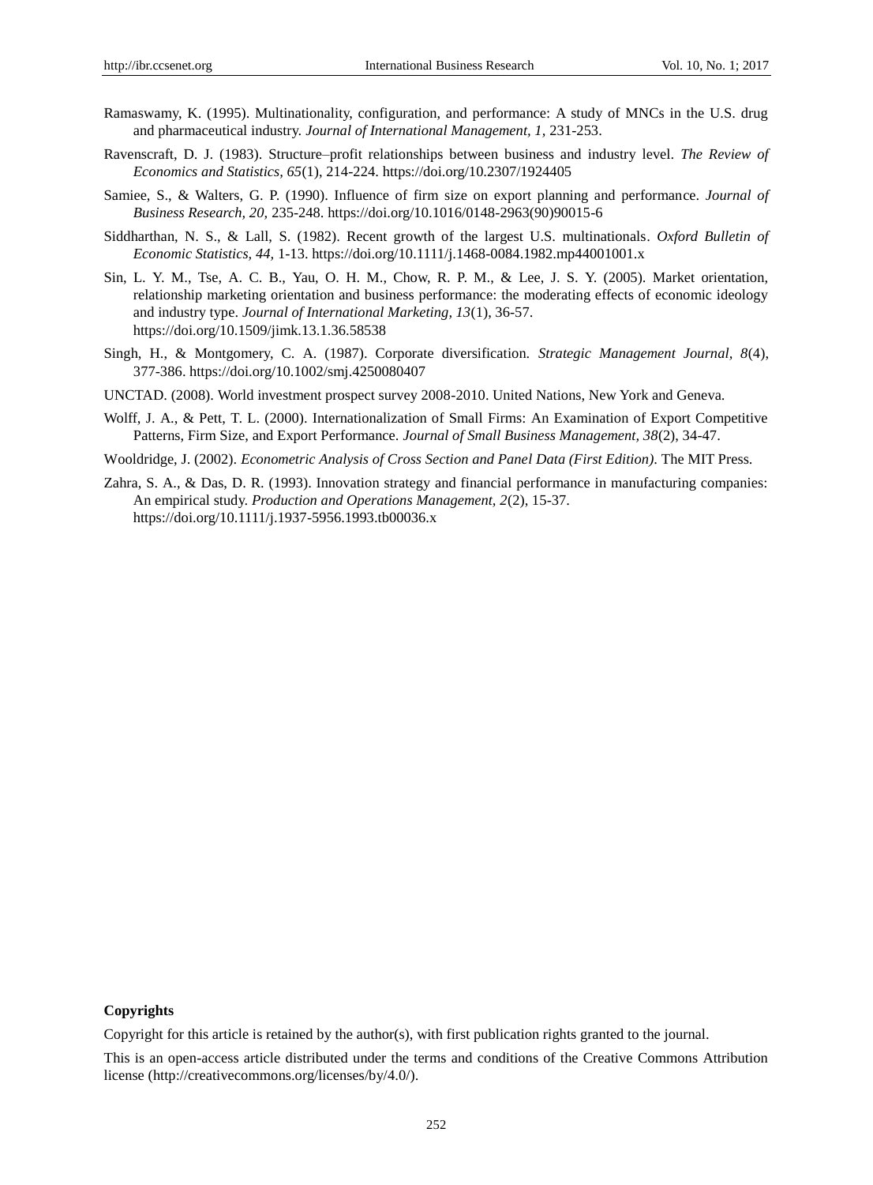Ramaswamy, K. (1995). Multinationality, configuration, and performance: A study of MNCs in the U.S. drug and pharmaceutical industry. *Journal of International Management, 1,* 231-253.

Ravenscraft, D. J. (1983). Structure–profit relationships between business and industry level. *The Review of Economics and Statistics, 65*(1), 214-224. https://doi.org/10.2307/1924405

Samiee, S., & Walters, G. P. (1990). Influence of firm size on export planning and performance. *Journal of Business Research, 20,* 235-248. https://doi.org/10.1016/0148-2963(90)90015-6

Siddharthan, N. S., & Lall, S. (1982). Recent growth of the largest U.S. multinationals. *Oxford Bulletin of Economic Statistics, 44,* 1-13. https://doi.org/10.1111/j.1468-0084.1982.mp44001001.x

Sin, L. Y. M., Tse, A. C. B., Yau, O. H. M., Chow, R. P. M., & Lee, J. S. Y. (2005). Market orientation, relationship marketing orientation and business performance: the moderating effects of economic ideology and industry type. *Journal of International Marketing, 13*(1), 36-57. https://doi.org/10.1509/jimk.13.1.36.58538

Singh, H., & Montgomery, C. A. (1987). Corporate diversification. *Strategic Management Journal, 8*(4), 377-386. https://doi.org/10.1002/smj.4250080407

UNCTAD. (2008). World investment prospect survey 2008-2010. United Nations, New York and Geneva.

Wolff, J. A., & Pett, T. L. (2000). Internationalization of Small Firms: An Examination of Export Competitive Patterns, Firm Size, and Export Performance. *Journal of Small Business Management, 38*(2), 34-47.

Wooldridge, J. (2002). *Econometric Analysis of Cross Section and Panel Data (First Edition)*. The MIT Press.

Zahra, S. A., & Das, D. R. (1993). Innovation strategy and financial performance in manufacturing companies: An empirical study. *Production and Operations Management, 2*(2), 15-37. https://doi.org/10.1111/j.1937-5956.1993.tb00036.x

**Copyrights**

Copyright for this article is retained by the author(s), with first publication rights granted to the journal.

This is an open-access article distributed under the terms and conditions of the Creative Commons Attribution license (http://creativecommons.org/licenses/by/4.0/).